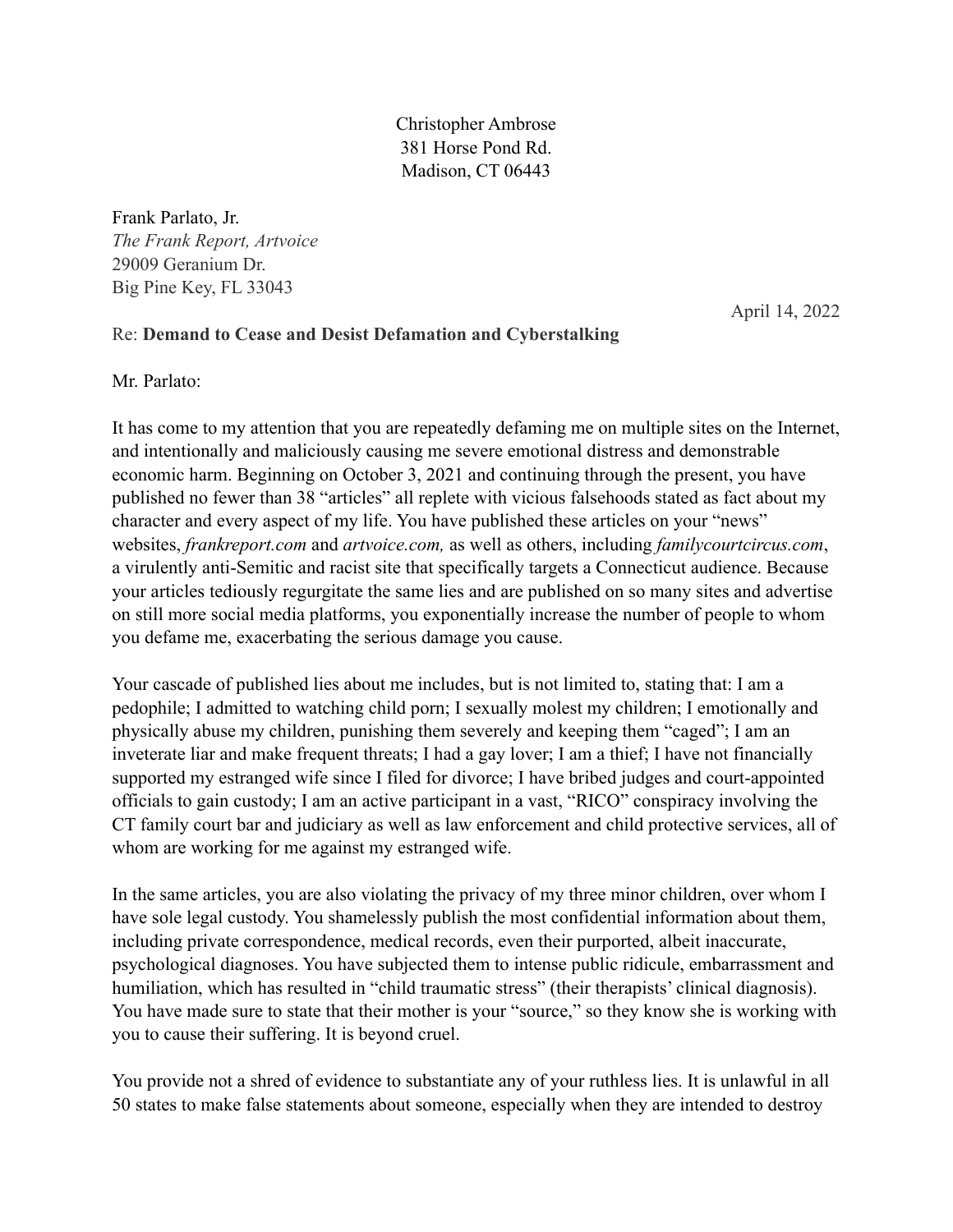Christopher Ambrose
381 Horse Pond Rd.
Madison, CT 06443

Frank Parlato, Jr.
*The Frank Report, Artvoice*
29009 Geranium Dr.
Big Pine Key, FL 33043

April 14, 2022

Re: **Demand to Cease and Desist Defamation and Cyberstalking**

Mr. Parlato:

It has come to my attention that you are repeatedly defaming me on multiple sites on the Internet, and intentionally and maliciously causing me severe emotional distress and demonstrable economic harm. Beginning on October 3, 2021 and continuing through the present, you have published no fewer than 38 "articles" all replete with vicious falsehoods stated as fact about my character and every aspect of my life. You have published these articles on your "news" websites, *frankreport.com* and *artvoice.com,* as well as others, including *familycourtcircus.com*, a virulently anti-Semitic and racist site that specifically targets a Connecticut audience. Because your articles tediously regurgitate the same lies and are published on so many sites and advertise on still more social media platforms, you exponentially increase the number of people to whom you defame me, exacerbating the serious damage you cause.

Your cascade of published lies about me includes, but is not limited to, stating that: I am a pedophile; I admitted to watching child porn; I sexually molest my children; I emotionally and physically abuse my children, punishing them severely and keeping them "caged"; I am an inveterate liar and make frequent threats; I had a gay lover; I am a thief; I have not financially supported my estranged wife since I filed for divorce; I have bribed judges and court-appointed officials to gain custody; I am an active participant in a vast, "RICO" conspiracy involving the CT family court bar and judiciary as well as law enforcement and child protective services, all of whom are working for me against my estranged wife.

In the same articles, you are also violating the privacy of my three minor children, over whom I have sole legal custody. You shamelessly publish the most confidential information about them, including private correspondence, medical records, even their purported, albeit inaccurate, psychological diagnoses. You have subjected them to intense public ridicule, embarrassment and humiliation, which has resulted in "child traumatic stress" (their therapists' clinical diagnosis). You have made sure to state that their mother is your "source," so they know she is working with you to cause their suffering. It is beyond cruel.

You provide not a shred of evidence to substantiate any of your ruthless lies. It is unlawful in all 50 states to make false statements about someone, especially when they are intended to destroy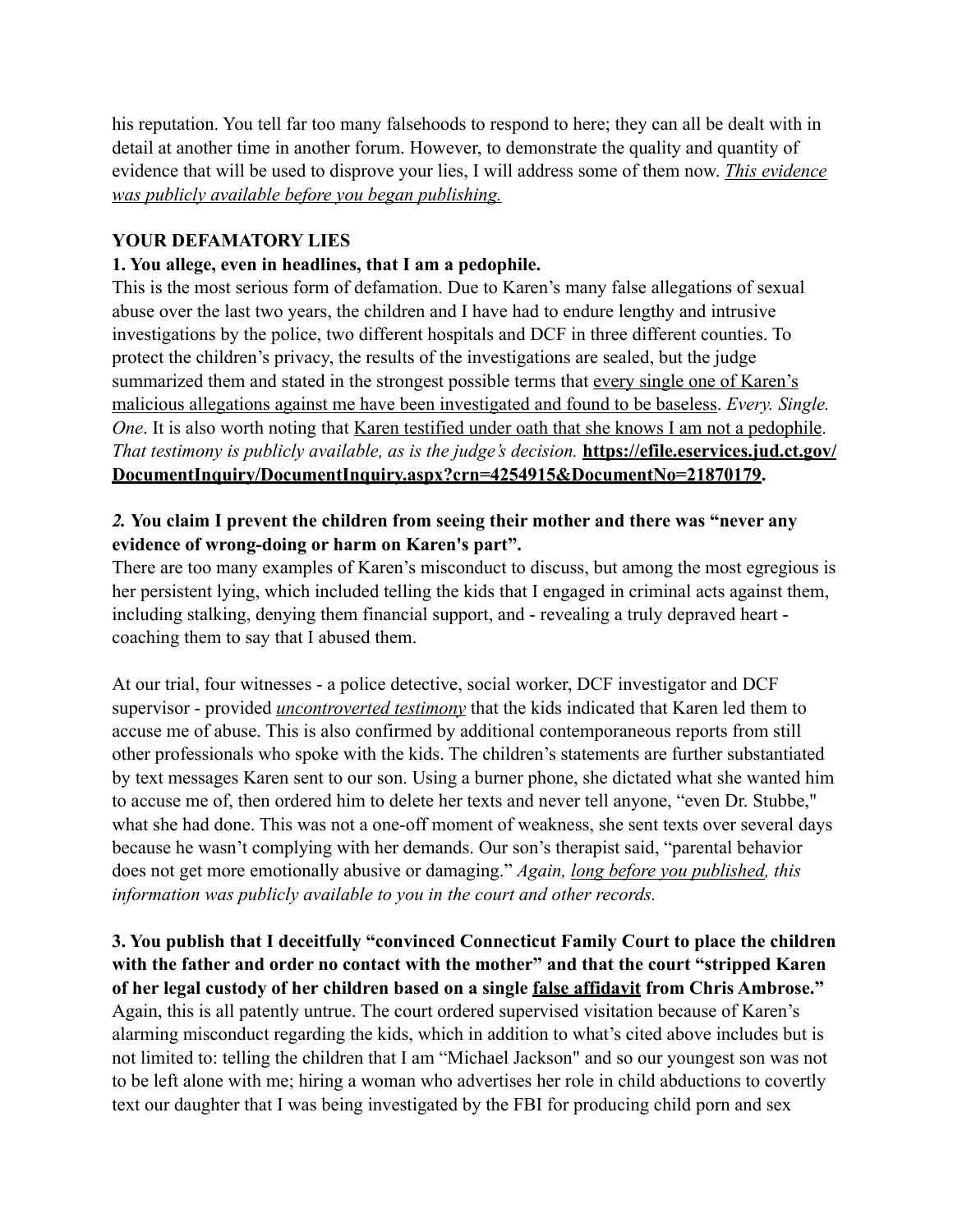his reputation. You tell far too many falsehoods to respond to here; they can all be dealt with in detail at another time in another forum. However, to demonstrate the quality and quantity of evidence that will be used to disprove your lies, I will address some of them now. *<u>This evidence was publicly available before you began publishing.</u>*

**YOUR DEFAMATORY LIES**

**1. You allege, even in headlines, that I am a pedophile.**

This is the most serious form of defamation. Due to Karen's many false allegations of sexual abuse over the last two years, the children and I have had to endure lengthy and intrusive investigations by the police, two different hospitals and DCF in three different counties. To protect the children's privacy, the results of the investigations are sealed, but the judge summarized them and stated in the strongest possible terms that <u>every single one of Karen's malicious allegations against me have been investigated and found to be baseless</u>. *Every. Single. One*. It is also worth noting that <u>Karen testified under oath that she knows I am not a pedophile</u>. *That testimony is publicly available, as is the judge's decision.* **<u>https://efile.eservices.jud.ct.gov/DocumentInquiry/DocumentInquiry.aspx?crn=4254915&DocumentNo=21870179</u>.**

***2.* You claim I prevent the children from seeing their mother and there was "never any evidence of wrong-doing or harm on Karen's part".**

There are too many examples of Karen's misconduct to discuss, but among the most egregious is her persistent lying, which included telling the kids that I engaged in criminal acts against them, including stalking, denying them financial support, and - revealing a truly depraved heart - coaching them to say that I abused them.

At our trial, four witnesses - a police detective, social worker, DCF investigator and DCF supervisor - provided *<u>uncontroverted testimony</u>* that the kids indicated that Karen led them to accuse me of abuse. This is also confirmed by additional contemporaneous reports from still other professionals who spoke with the kids. The children's statements are further substantiated by text messages Karen sent to our son. Using a burner phone, she dictated what she wanted him to accuse me of, then ordered him to delete her texts and never tell anyone, "even Dr. Stubbe," what she had done. This was not a one-off moment of weakness, she sent texts over several days because he wasn't complying with her demands. Our son's therapist said, "parental behavior does not get more emotionally abusive or damaging." *Again, <u>long before you published</u>, this information was publicly available to you in the court and other records.*

**3. You publish that I deceitfully "convinced Connecticut Family Court to place the children with the father and order no contact with the mother" and that the court "stripped Karen of her legal custody of her children based on a single <u>false affidavit</u> from Chris Ambrose."**

Again, this is all patently untrue. The court ordered supervised visitation because of Karen's alarming misconduct regarding the kids, which in addition to what's cited above includes but is not limited to: telling the children that I am "Michael Jackson" and so our youngest son was not to be left alone with me; hiring a woman who advertises her role in child abductions to covertly text our daughter that I was being investigated by the FBI for producing child porn and sex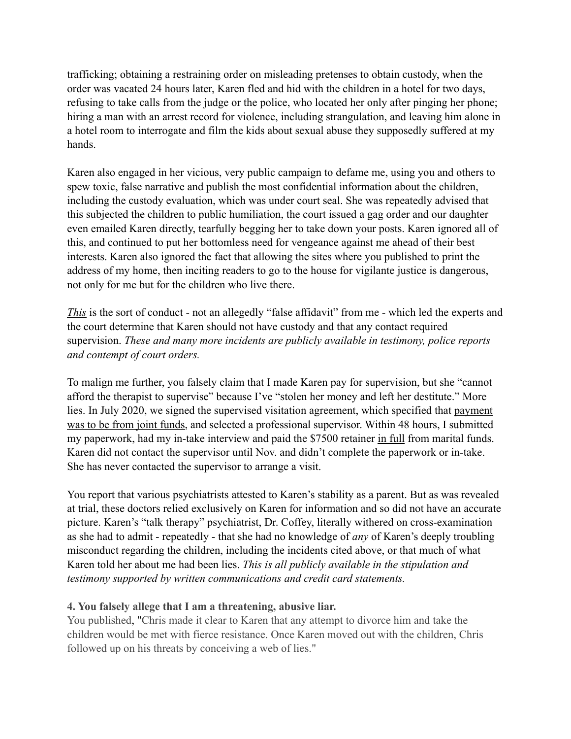trafficking; obtaining a restraining order on misleading pretenses to obtain custody, when the order was vacated 24 hours later, Karen fled and hid with the children in a hotel for two days, refusing to take calls from the judge or the police, who located her only after pinging her phone; hiring a man with an arrest record for violence, including strangulation, and leaving him alone in a hotel room to interrogate and film the kids about sexual abuse they supposedly suffered at my hands.

Karen also engaged in her vicious, very public campaign to defame me, using you and others to spew toxic, false narrative and publish the most confidential information about the children, including the custody evaluation, which was under court seal. She was repeatedly advised that this subjected the children to public humiliation, the court issued a gag order and our daughter even emailed Karen directly, tearfully begging her to take down your posts. Karen ignored all of this, and continued to put her bottomless need for vengeance against me ahead of their best interests. Karen also ignored the fact that allowing the sites where you published to print the address of my home, then inciting readers to go to the house for vigilante justice is dangerous, not only for me but for the children who live there.

<u>*This*</u> is the sort of conduct - not an allegedly "false affidavit" from me - which led the experts and the court determine that Karen should not have custody and that any contact required supervision. *These and many more incidents are publicly available in testimony, police reports and contempt of court orders.*

To malign me further, you falsely claim that I made Karen pay for supervision, but she "cannot afford the therapist to supervise" because I've "stolen her money and left her destitute." More lies. In July 2020, we signed the supervised visitation agreement, which specified that <u>payment was to be from joint funds</u>, and selected a professional supervisor. Within 48 hours, I submitted my paperwork, had my in-take interview and paid the $7500 retainer <u>in full</u> from marital funds. Karen did not contact the supervisor until Nov. and didn't complete the paperwork or in-take. She has never contacted the supervisor to arrange a visit.

You report that various psychiatrists attested to Karen's stability as a parent. But as was revealed at trial, these doctors relied exclusively on Karen for information and so did not have an accurate picture. Karen's "talk therapy" psychiatrist, Dr. Coffey, literally withered on cross-examination as she had to admit - repeatedly - that she had no knowledge of *any* of Karen's deeply troubling misconduct regarding the children, including the incidents cited above, or that much of what Karen told her about me had been lies. *This is all publicly available in the stipulation and testimony supported by written communications and credit card statements.*

**4. You falsely allege that I am a threatening, abusive liar.**

You published, "Chris made it clear to Karen that any attempt to divorce him and take the children would be met with fierce resistance. Once Karen moved out with the children, Chris followed up on his threats by conceiving a web of lies."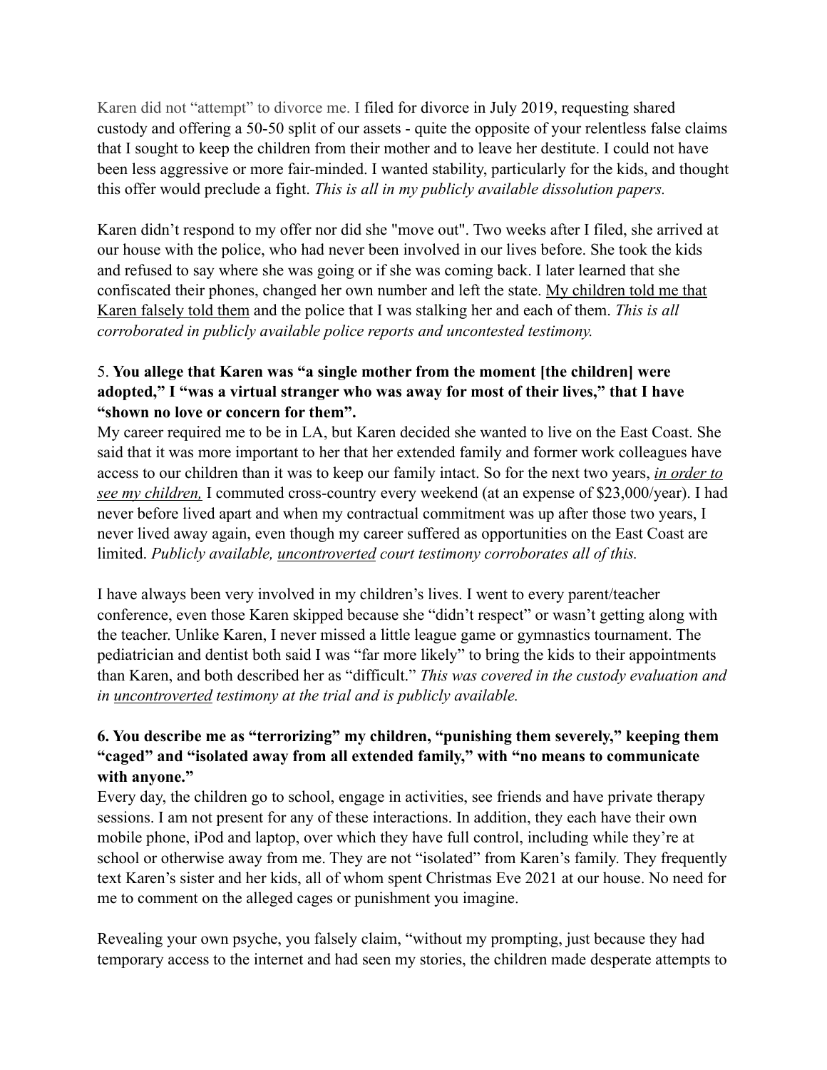Karen did not "attempt" to divorce me. I filed for divorce in July 2019, requesting shared custody and offering a 50-50 split of our assets - quite the opposite of your relentless false claims that I sought to keep the children from their mother and to leave her destitute. I could not have been less aggressive or more fair-minded. I wanted stability, particularly for the kids, and thought this offer would preclude a fight. *This is all in my publicly available dissolution papers.*

Karen didn't respond to my offer nor did she "move out". Two weeks after I filed, she arrived at our house with the police, who had never been involved in our lives before. She took the kids and refused to say where she was going or if she was coming back. I later learned that she confiscated their phones, changed her own number and left the state. <u>My children told me that Karen falsely told them</u> and the police that I was stalking her and each of them. *This is all corroborated in publicly available police reports and uncontested testimony.*

5. **You allege that Karen was "a single mother from the moment [the children] were adopted," I "was a virtual stranger who was away for most of their lives," that I have "shown no love or concern for them".**

My career required me to be in LA, but Karen decided she wanted to live on the East Coast. She said that it was more important to her that her extended family and former work colleagues have access to our children than it was to keep our family intact. So for the next two years, *<u>in order to see my children,</u>* I commuted cross-country every weekend (at an expense of $23,000/year). I had never before lived apart and when my contractual commitment was up after those two years, I never lived away again, even though my career suffered as opportunities on the East Coast are limited. *Publicly available, <u>uncontroverted</u> court testimony corroborates all of this.*

I have always been very involved in my children's lives. I went to every parent/teacher conference, even those Karen skipped because she "didn't respect" or wasn't getting along with the teacher. Unlike Karen, I never missed a little league game or gymnastics tournament. The pediatrician and dentist both said I was "far more likely" to bring the kids to their appointments than Karen, and both described her as "difficult." *This was covered in the custody evaluation and in <u>uncontroverted</u> testimony at the trial and is publicly available.*

6. **You describe me as "terrorizing" my children, "punishing them severely," keeping them "caged" and "isolated away from all extended family," with "no means to communicate with anyone."**

Every day, the children go to school, engage in activities, see friends and have private therapy sessions. I am not present for any of these interactions. In addition, they each have their own mobile phone, iPod and laptop, over which they have full control, including while they're at school or otherwise away from me. They are not "isolated" from Karen's family. They frequently text Karen's sister and her kids, all of whom spent Christmas Eve 2021 at our house. No need for me to comment on the alleged cages or punishment you imagine.

Revealing your own psyche, you falsely claim, "without my prompting, just because they had temporary access to the internet and had seen my stories, the children made desperate attempts to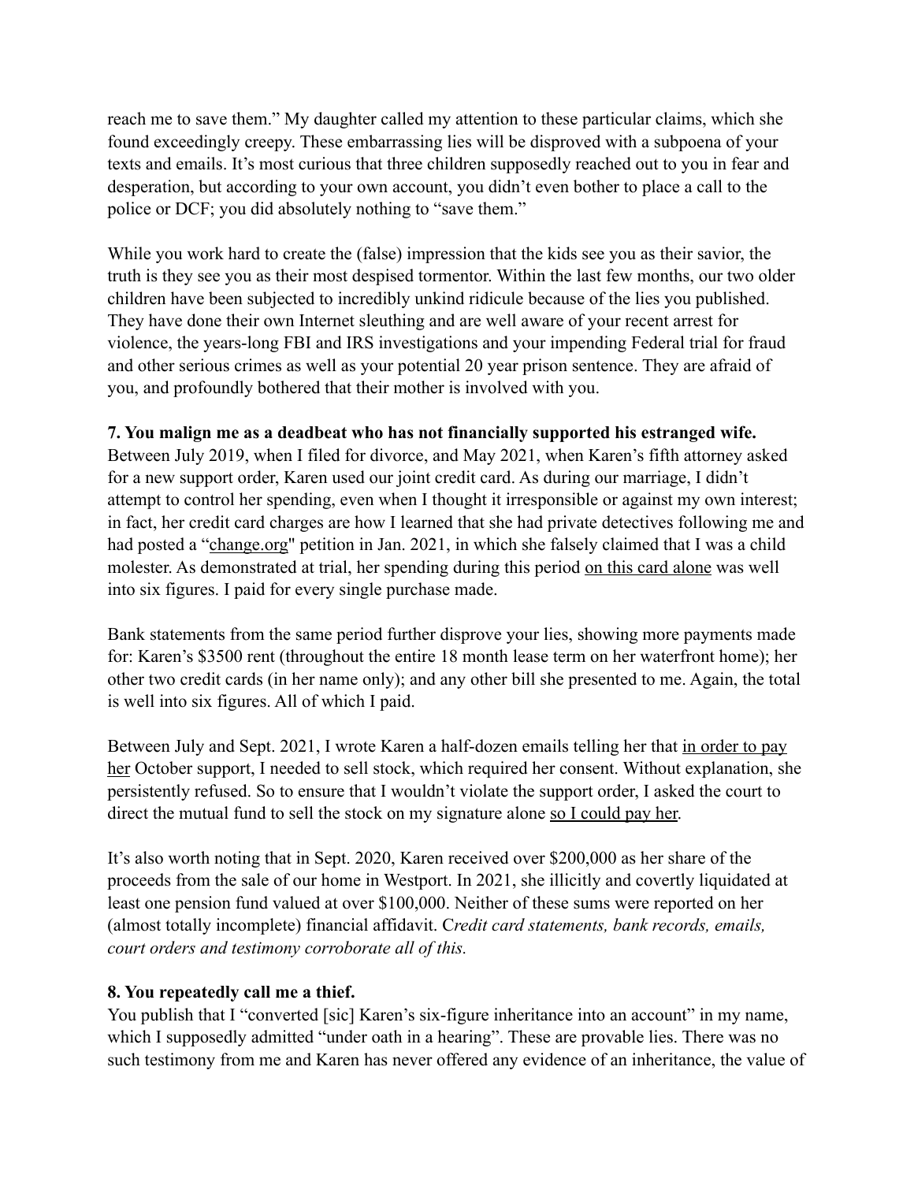reach me to save them." My daughter called my attention to these particular claims, which she found exceedingly creepy. These embarrassing lies will be disproved with a subpoena of your texts and emails. It's most curious that three children supposedly reached out to you in fear and desperation, but according to your own account, you didn't even bother to place a call to the police or DCF; you did absolutely nothing to "save them."

While you work hard to create the (false) impression that the kids see you as their savior, the truth is they see you as their most despised tormentor. Within the last few months, our two older children have been subjected to incredibly unkind ridicule because of the lies you published. They have done their own Internet sleuthing and are well aware of your recent arrest for violence, the years-long FBI and IRS investigations and your impending Federal trial for fraud and other serious crimes as well as your potential 20 year prison sentence. They are afraid of you, and profoundly bothered that their mother is involved with you.

**7. You malign me as a deadbeat who has not financially supported his estranged wife.**
Between July 2019, when I filed for divorce, and May 2021, when Karen's fifth attorney asked for a new support order, Karen used our joint credit card. As during our marriage, I didn't attempt to control her spending, even when I thought it irresponsible or against my own interest; in fact, her credit card charges are how I learned that she had private detectives following me and had posted a "change.org" petition in Jan. 2021, in which she falsely claimed that I was a child molester. As demonstrated at trial, her spending during this period on this card alone was well into six figures. I paid for every single purchase made.

Bank statements from the same period further disprove your lies, showing more payments made for: Karen's $3500 rent (throughout the entire 18 month lease term on her waterfront home); her other two credit cards (in her name only); and any other bill she presented to me. Again, the total is well into six figures. All of which I paid.

Between July and Sept. 2021, I wrote Karen a half-dozen emails telling her that in order to pay her October support, I needed to sell stock, which required her consent. Without explanation, she persistently refused. So to ensure that I wouldn't violate the support order, I asked the court to direct the mutual fund to sell the stock on my signature alone so I could pay her.

It's also worth noting that in Sept. 2020, Karen received over $200,000 as her share of the proceeds from the sale of our home in Westport. In 2021, she illicitly and covertly liquidated at least one pension fund valued at over $100,000. Neither of these sums were reported on her (almost totally incomplete) financial affidavit. *Credit card statements, bank records, emails, court orders and testimony corroborate all of this.*

**8. You repeatedly call me a thief.**
You publish that I "converted [sic] Karen's six-figure inheritance into an account" in my name, which I supposedly admitted "under oath in a hearing". These are provable lies. There was no such testimony from me and Karen has never offered any evidence of an inheritance, the value of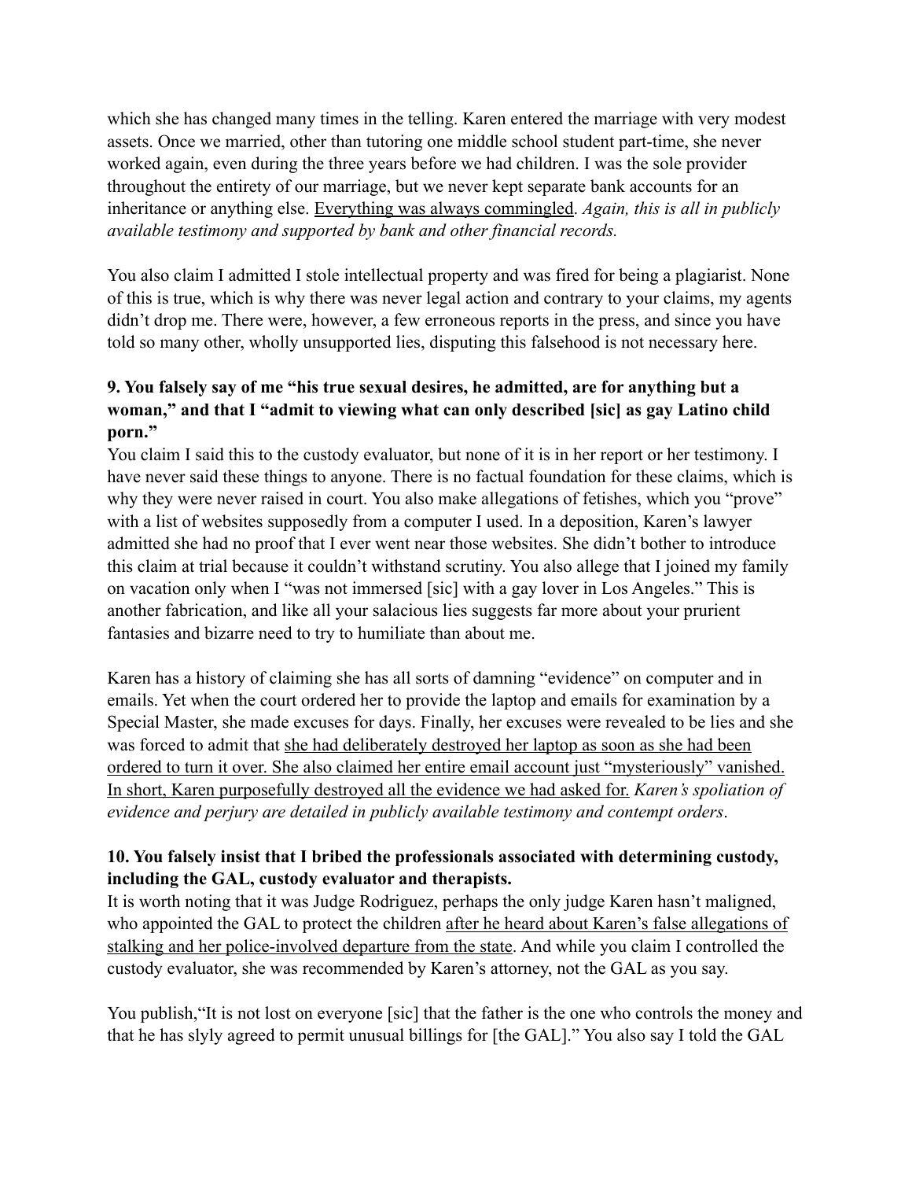which she has changed many times in the telling. Karen entered the marriage with very modest assets. Once we married, other than tutoring one middle school student part-time, she never worked again, even during the three years before we had children. I was the sole provider throughout the entirety of our marriage, but we never kept separate bank accounts for an inheritance or anything else. <u>Everything was always commingled</u>. *Again, this is all in publicly available testimony and supported by bank and other financial records.*

You also claim I admitted I stole intellectual property and was fired for being a plagiarist. None of this is true, which is why there was never legal action and contrary to your claims, my agents didn't drop me. There were, however, a few erroneous reports in the press, and since you have told so many other, wholly unsupported lies, disputing this falsehood is not necessary here.

**9. You falsely say of me "his true sexual desires, he admitted, are for anything but a woman," and that I "admit to viewing what can only described [sic] as gay Latino child porn."**

You claim I said this to the custody evaluator, but none of it is in her report or her testimony. I have never said these things to anyone. There is no factual foundation for these claims, which is why they were never raised in court. You also make allegations of fetishes, which you "prove" with a list of websites supposedly from a computer I used. In a deposition, Karen's lawyer admitted she had no proof that I ever went near those websites. She didn't bother to introduce this claim at trial because it couldn't withstand scrutiny. You also allege that I joined my family on vacation only when I "was not immersed [sic] with a gay lover in Los Angeles." This is another fabrication, and like all your salacious lies suggests far more about your prurient fantasies and bizarre need to try to humiliate than about me.

Karen has a history of claiming she has all sorts of damning "evidence" on computer and in emails. Yet when the court ordered her to provide the laptop and emails for examination by a Special Master, she made excuses for days. Finally, her excuses were revealed to be lies and she was forced to admit that <u>she had deliberately destroyed her laptop as soon as she had been ordered to turn it over. She also claimed her entire email account just "mysteriously" vanished. In short, Karen purposefully destroyed all the evidence we had asked for.</u> *Karen's spoliation of evidence and perjury are detailed in publicly available testimony and contempt orders*.

**10. You falsely insist that I bribed the professionals associated with determining custody, including the GAL, custody evaluator and therapists.**

It is worth noting that it was Judge Rodriguez, perhaps the only judge Karen hasn't maligned, who appointed the GAL to protect the children <u>after he heard about Karen's false allegations of stalking and her police-involved departure from the state</u>. And while you claim I controlled the custody evaluator, she was recommended by Karen's attorney, not the GAL as you say.

You publish,"It is not lost on everyone [sic] that the father is the one who controls the money and that he has slyly agreed to permit unusual billings for [the GAL]." You also say I told the GAL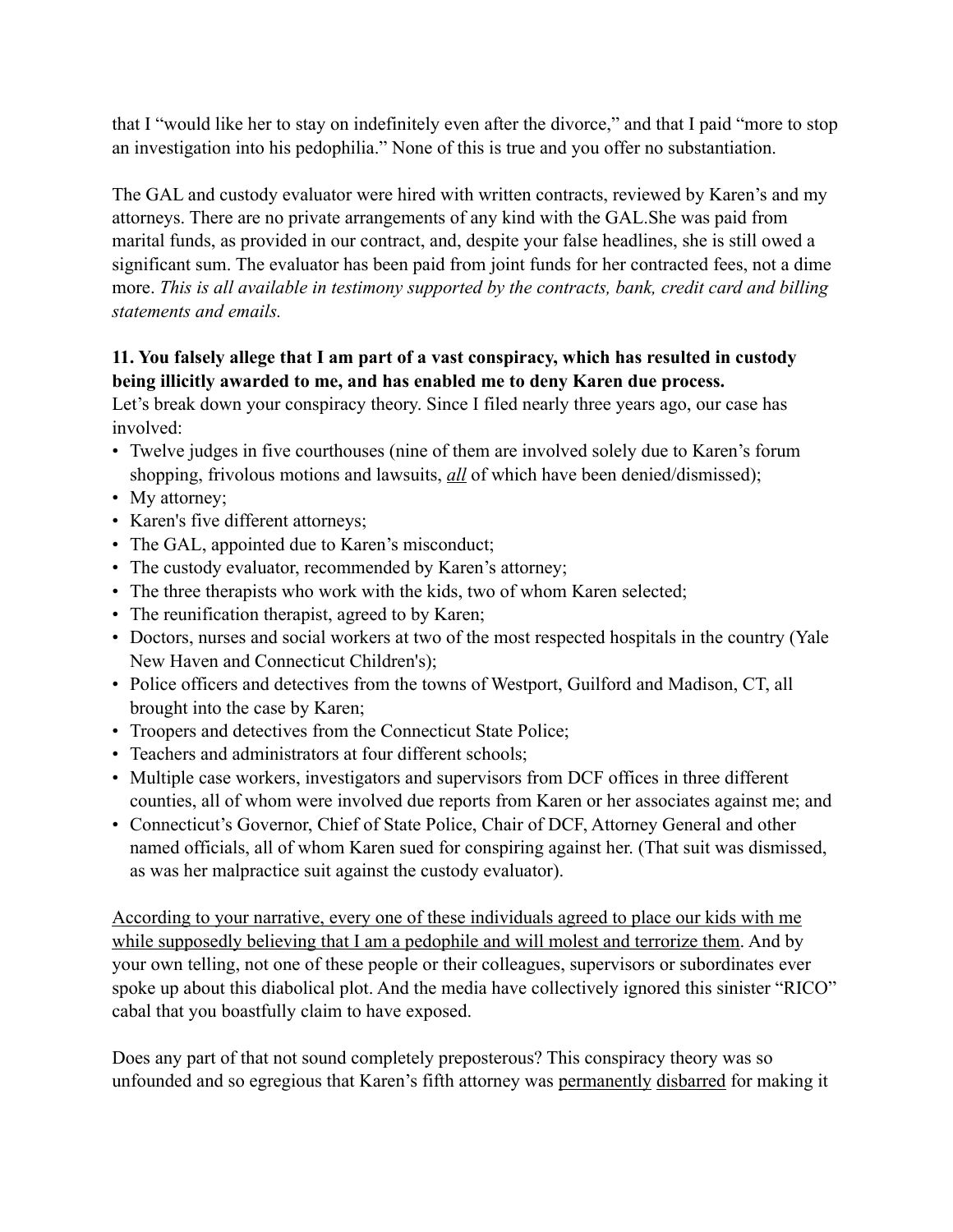that I "would like her to stay on indefinitely even after the divorce," and that I paid "more to stop an investigation into his pedophilia." None of this is true and you offer no substantiation.

The GAL and custody evaluator were hired with written contracts, reviewed by Karen's and my attorneys. There are no private arrangements of any kind with the GAL.She was paid from marital funds, as provided in our contract, and, despite your false headlines, she is still owed a significant sum. The evaluator has been paid from joint funds for her contracted fees, not a dime more. *This is all available in testimony supported by the contracts, bank, credit card and billing statements and emails.*

**11. You falsely allege that I am part of a vast conspiracy, which has resulted in custody being illicitly awarded to me, and has enabled me to deny Karen due process.**

Let's break down your conspiracy theory. Since I filed nearly three years ago, our case has involved:

- Twelve judges in five courthouses (nine of them are involved solely due to Karen's forum shopping, frivolous motions and lawsuits, <u>*all*</u> of which have been denied/dismissed);
- My attorney;
- Karen's five different attorneys;
- The GAL, appointed due to Karen's misconduct;
- The custody evaluator, recommended by Karen's attorney;
- The three therapists who work with the kids, two of whom Karen selected;
- The reunification therapist, agreed to by Karen;
- Doctors, nurses and social workers at two of the most respected hospitals in the country (Yale New Haven and Connecticut Children's);
- Police officers and detectives from the towns of Westport, Guilford and Madison, CT, all brought into the case by Karen;
- Troopers and detectives from the Connecticut State Police;
- Teachers and administrators at four different schools;
- Multiple case workers, investigators and supervisors from DCF offices in three different counties, all of whom were involved due reports from Karen or her associates against me; and
- Connecticut's Governor, Chief of State Police, Chair of DCF, Attorney General and other named officials, all of whom Karen sued for conspiring against her. (That suit was dismissed, as was her malpractice suit against the custody evaluator).

<u>According to your narrative, every one of these individuals agreed to place our kids with me while supposedly believing that I am a pedophile and will molest and terrorize them</u>. And by your own telling, not one of these people or their colleagues, supervisors or subordinates ever spoke up about this diabolical plot. And the media have collectively ignored this sinister "RICO" cabal that you boastfully claim to have exposed.

Does any part of that not sound completely preposterous? This conspiracy theory was so unfounded and so egregious that Karen's fifth attorney was <u>permanently</u> <u>disbarred</u> for making it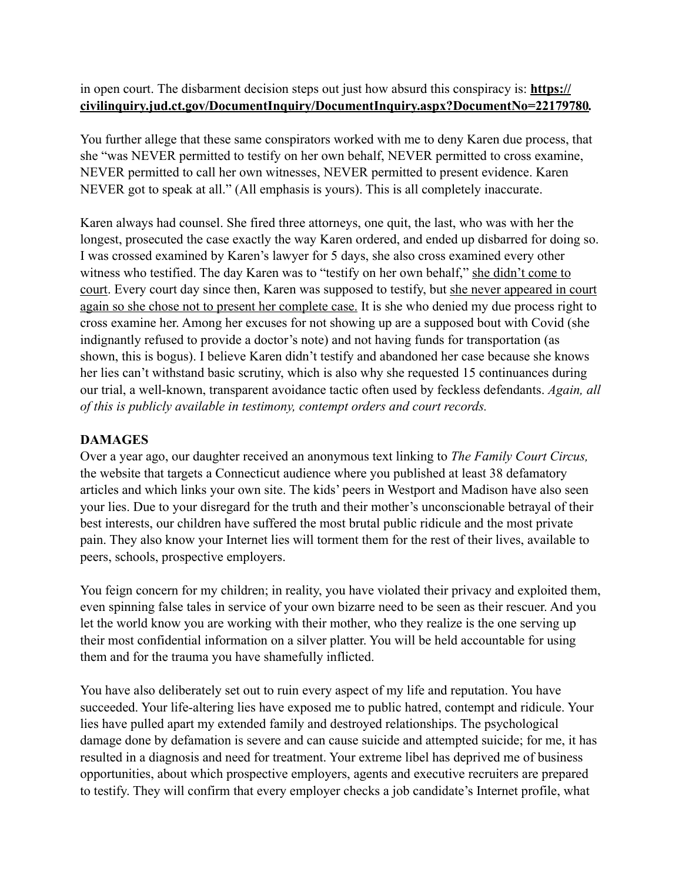in open court. The disbarment decision steps out just how absurd this conspiracy is: **https://civilinquiry.jud.ct.gov/DocumentInquiry/DocumentInquiry.aspx?DocumentNo=22179780.**

You further allege that these same conspirators worked with me to deny Karen due process, that she "was NEVER permitted to testify on her own behalf, NEVER permitted to cross examine, NEVER permitted to call her own witnesses, NEVER permitted to present evidence. Karen NEVER got to speak at all." (All emphasis is yours). This is all completely inaccurate.

Karen always had counsel. She fired three attorneys, one quit, the last, who was with her the longest, prosecuted the case exactly the way Karen ordered, and ended up disbarred for doing so. I was crossed examined by Karen's lawyer for 5 days, she also cross examined every other witness who testified. The day Karen was to "testify on her own behalf," <u>she didn't come to court</u>. Every court day since then, Karen was supposed to testify, but <u>she never appeared in court again so she chose not to present her complete case.</u> It is she who denied my due process right to cross examine her. Among her excuses for not showing up are a supposed bout with Covid (she indignantly refused to provide a doctor's note) and not having funds for transportation (as shown, this is bogus). I believe Karen didn't testify and abandoned her case because she knows her lies can't withstand basic scrutiny, which is also why she requested 15 continuances during our trial, a well-known, transparent avoidance tactic often used by feckless defendants. *Again, all of this is publicly available in testimony, contempt orders and court records.*

**DAMAGES**

Over a year ago, our daughter received an anonymous text linking to *The Family Court Circus,* the website that targets a Connecticut audience where you published at least 38 defamatory articles and which links your own site. The kids' peers in Westport and Madison have also seen your lies. Due to your disregard for the truth and their mother's unconscionable betrayal of their best interests, our children have suffered the most brutal public ridicule and the most private pain. They also know your Internet lies will torment them for the rest of their lives, available to peers, schools, prospective employers.

You feign concern for my children; in reality, you have violated their privacy and exploited them, even spinning false tales in service of your own bizarre need to be seen as their rescuer. And you let the world know you are working with their mother, who they realize is the one serving up their most confidential information on a silver platter. You will be held accountable for using them and for the trauma you have shamefully inflicted.

You have also deliberately set out to ruin every aspect of my life and reputation. You have succeeded. Your life-altering lies have exposed me to public hatred, contempt and ridicule. Your lies have pulled apart my extended family and destroyed relationships. The psychological damage done by defamation is severe and can cause suicide and attempted suicide; for me, it has resulted in a diagnosis and need for treatment. Your extreme libel has deprived me of business opportunities, about which prospective employers, agents and executive recruiters are prepared to testify. They will confirm that every employer checks a job candidate's Internet profile, what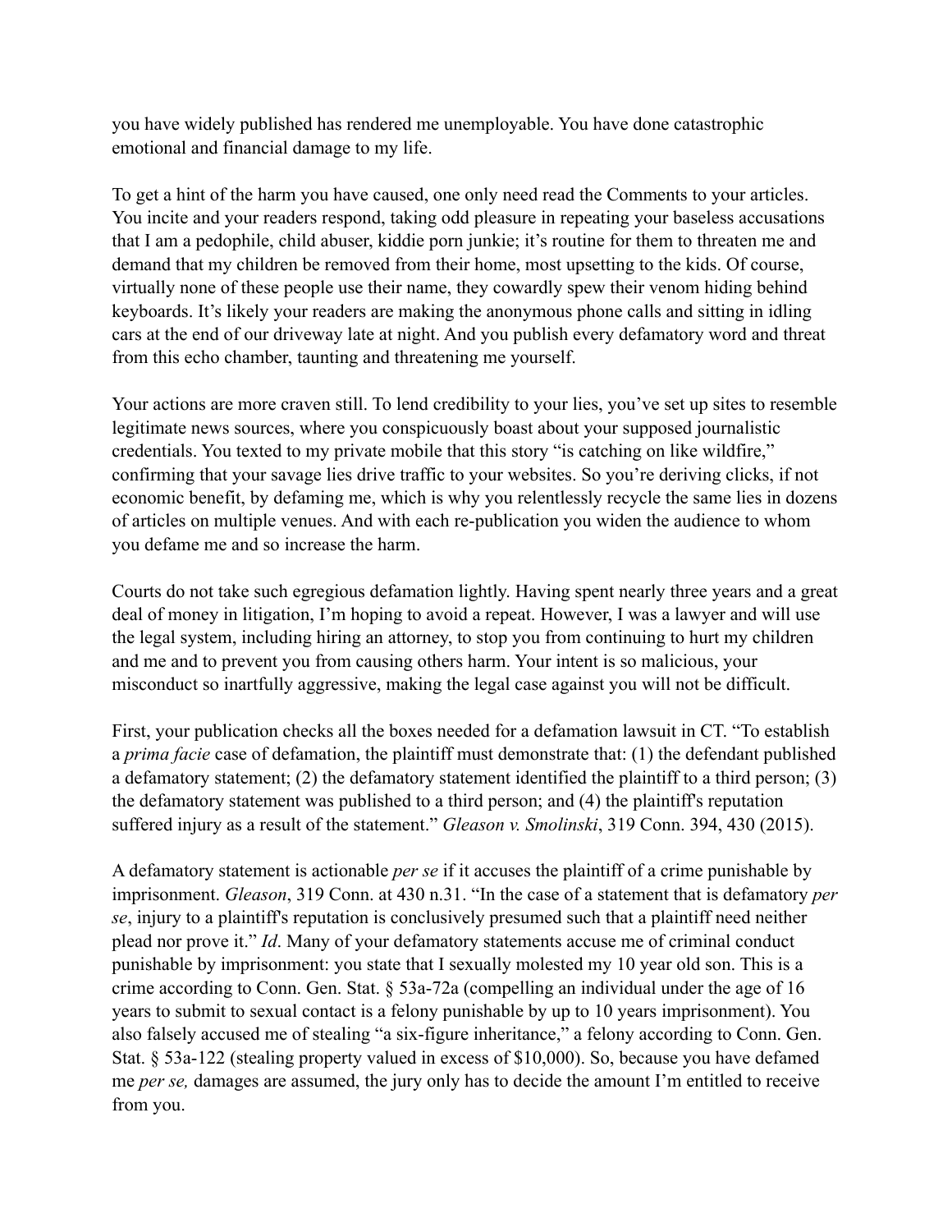you have widely published has rendered me unemployable. You have done catastrophic emotional and financial damage to my life.

To get a hint of the harm you have caused, one only need read the Comments to your articles. You incite and your readers respond, taking odd pleasure in repeating your baseless accusations that I am a pedophile, child abuser, kiddie porn junkie; it's routine for them to threaten me and demand that my children be removed from their home, most upsetting to the kids. Of course, virtually none of these people use their name, they cowardly spew their venom hiding behind keyboards. It's likely your readers are making the anonymous phone calls and sitting in idling cars at the end of our driveway late at night. And you publish every defamatory word and threat from this echo chamber, taunting and threatening me yourself.

Your actions are more craven still. To lend credibility to your lies, you've set up sites to resemble legitimate news sources, where you conspicuously boast about your supposed journalistic credentials. You texted to my private mobile that this story "is catching on like wildfire," confirming that your savage lies drive traffic to your websites. So you're deriving clicks, if not economic benefit, by defaming me, which is why you relentlessly recycle the same lies in dozens of articles on multiple venues. And with each re-publication you widen the audience to whom you defame me and so increase the harm.

Courts do not take such egregious defamation lightly. Having spent nearly three years and a great deal of money in litigation, I'm hoping to avoid a repeat. However, I was a lawyer and will use the legal system, including hiring an attorney, to stop you from continuing to hurt my children and me and to prevent you from causing others harm. Your intent is so malicious, your misconduct so inartfully aggressive, making the legal case against you will not be difficult.

First, your publication checks all the boxes needed for a defamation lawsuit in CT. "To establish a *prima facie* case of defamation, the plaintiff must demonstrate that: (1) the defendant published a defamatory statement; (2) the defamatory statement identified the plaintiff to a third person; (3) the defamatory statement was published to a third person; and (4) the plaintiff's reputation suffered injury as a result of the statement." *Gleason v. Smolinski*, 319 Conn. 394, 430 (2015).

A defamatory statement is actionable *per se* if it accuses the plaintiff of a crime punishable by imprisonment. *Gleason*, 319 Conn. at 430 n.31. "In the case of a statement that is defamatory *per se*, injury to a plaintiff's reputation is conclusively presumed such that a plaintiff need neither plead nor prove it." *Id*. Many of your defamatory statements accuse me of criminal conduct punishable by imprisonment: you state that I sexually molested my 10 year old son. This is a crime according to Conn. Gen. Stat. § 53a-72a (compelling an individual under the age of 16 years to submit to sexual contact is a felony punishable by up to 10 years imprisonment). You also falsely accused me of stealing "a six-figure inheritance," a felony according to Conn. Gen. Stat. § 53a-122 (stealing property valued in excess of $10,000). So, because you have defamed me *per se,* damages are assumed, the jury only has to decide the amount I'm entitled to receive from you.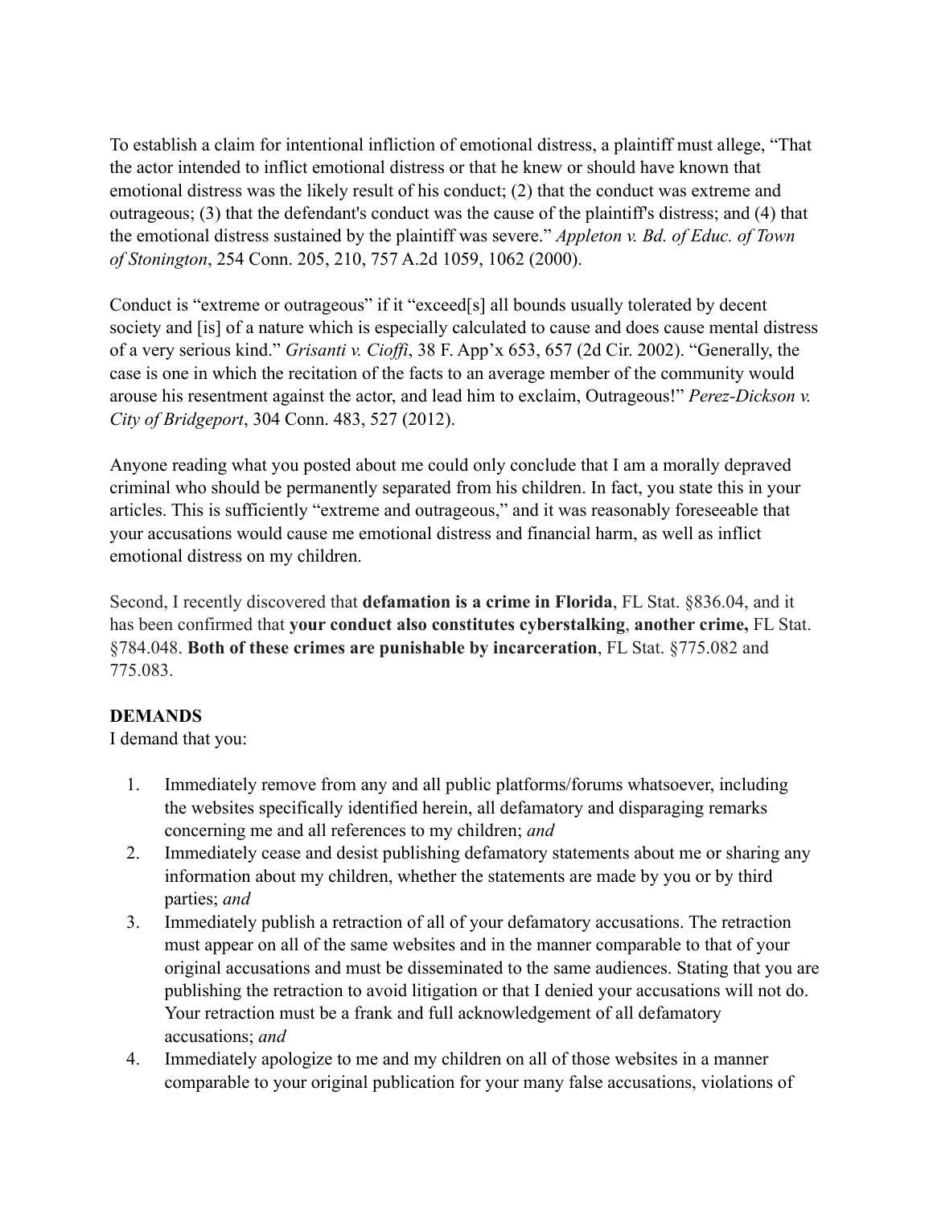To establish a claim for intentional infliction of emotional distress, a plaintiff must allege, "That the actor intended to inflict emotional distress or that he knew or should have known that emotional distress was the likely result of his conduct; (2) that the conduct was extreme and outrageous; (3) that the defendant's conduct was the cause of the plaintiff's distress; and (4) that the emotional distress sustained by the plaintiff was severe." *Appleton v. Bd. of Educ. of Town of Stonington*, 254 Conn. 205, 210, 757 A.2d 1059, 1062 (2000).

Conduct is "extreme or outrageous" if it "exceed[s] all bounds usually tolerated by decent society and [is] of a nature which is especially calculated to cause and does cause mental distress of a very serious kind." *Grisanti v. Cioffi*, 38 F. App'x 653, 657 (2d Cir. 2002). "Generally, the case is one in which the recitation of the facts to an average member of the community would arouse his resentment against the actor, and lead him to exclaim, Outrageous!" *Perez-Dickson v. City of Bridgeport*, 304 Conn. 483, 527 (2012).

Anyone reading what you posted about me could only conclude that I am a morally depraved criminal who should be permanently separated from his children. In fact, you state this in your articles. This is sufficiently "extreme and outrageous," and it was reasonably foreseeable that your accusations would cause me emotional distress and financial harm, as well as inflict emotional distress on my children.

Second, I recently discovered that **defamation is a crime in Florida**, FL Stat. §836.04, and it has been confirmed that **your conduct also constitutes cyberstalking**, **another crime,** FL Stat. §784.048. **Both of these crimes are punishable by incarceration**, FL Stat. §775.082 and 775.083.

**DEMANDS**

I demand that you:

1. Immediately remove from any and all public platforms/forums whatsoever, including the websites specifically identified herein, all defamatory and disparaging remarks concerning me and all references to my children; *and*
2. Immediately cease and desist publishing defamatory statements about me or sharing any information about my children, whether the statements are made by you or by third parties; *and*
3. Immediately publish a retraction of all of your defamatory accusations. The retraction must appear on all of the same websites and in the manner comparable to that of your original accusations and must be disseminated to the same audiences. Stating that you are publishing the retraction to avoid litigation or that I denied your accusations will not do. Your retraction must be a frank and full acknowledgement of all defamatory accusations; *and*
4. Immediately apologize to me and my children on all of those websites in a manner comparable to your original publication for your many false accusations, violations of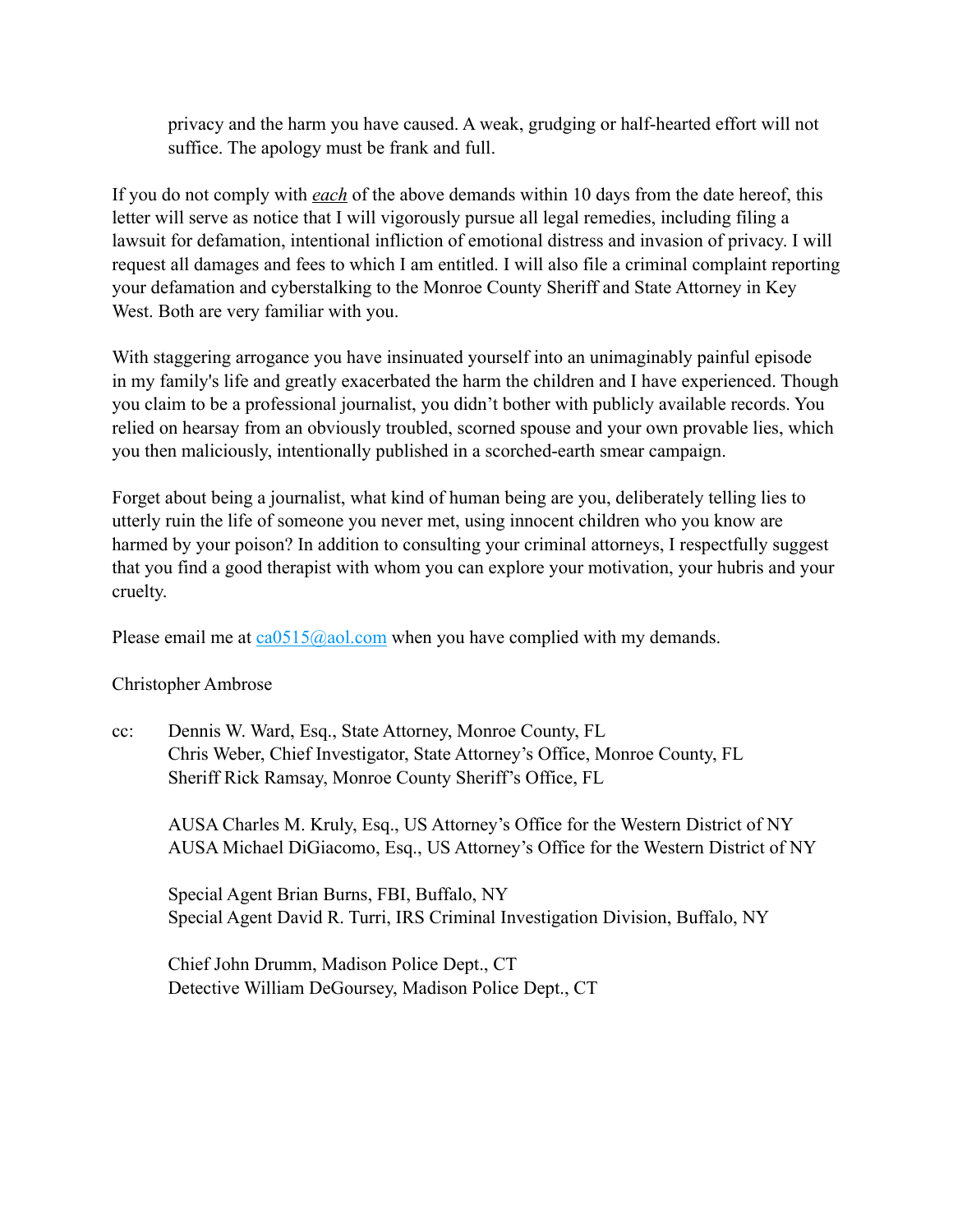privacy and the harm you have caused. A weak, grudging or half-hearted effort will not suffice. The apology must be frank and full.

If you do not comply with *each* of the above demands within 10 days from the date hereof, this letter will serve as notice that I will vigorously pursue all legal remedies, including filing a lawsuit for defamation, intentional infliction of emotional distress and invasion of privacy. I will request all damages and fees to which I am entitled. I will also file a criminal complaint reporting your defamation and cyberstalking to the Monroe County Sheriff and State Attorney in Key West. Both are very familiar with you.

With staggering arrogance you have insinuated yourself into an unimaginably painful episode in my family's life and greatly exacerbated the harm the children and I have experienced. Though you claim to be a professional journalist, you didn't bother with publicly available records. You relied on hearsay from an obviously troubled, scorned spouse and your own provable lies, which you then maliciously, intentionally published in a scorched-earth smear campaign.

Forget about being a journalist, what kind of human being are you, deliberately telling lies to utterly ruin the life of someone you never met, using innocent children who you know are harmed by your poison? In addition to consulting your criminal attorneys, I respectfully suggest that you find a good therapist with whom you can explore your motivation, your hubris and your cruelty.

Please email me at ca0515@aol.com when you have complied with my demands.

Christopher Ambrose

cc: Dennis W. Ward, Esq., State Attorney, Monroe County, FL
Chris Weber, Chief Investigator, State Attorney's Office, Monroe County, FL
Sheriff Rick Ramsay, Monroe County Sheriff's Office, FL

AUSA Charles M. Kruly, Esq., US Attorney's Office for the Western District of NY
AUSA Michael DiGiacomo, Esq., US Attorney's Office for the Western District of NY

Special Agent Brian Burns, FBI, Buffalo, NY
Special Agent David R. Turri, IRS Criminal Investigation Division, Buffalo, NY

Chief John Drumm, Madison Police Dept., CT
Detective William DeGoursey, Madison Police Dept., CT